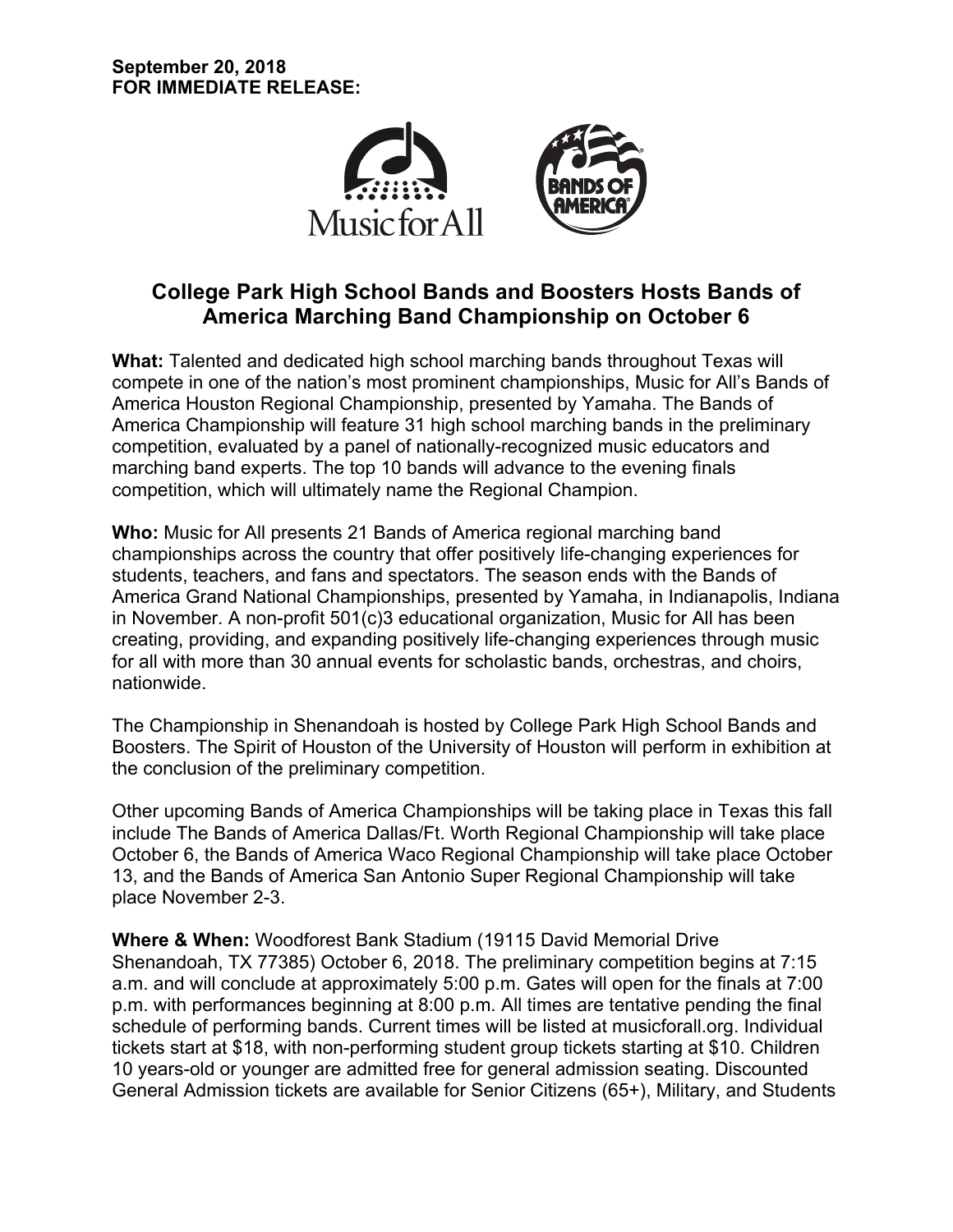**September 20, 2018**
**FOR IMMEDIATE RELEASE:**

## College Park High School Bands and Boosters Hosts Bands of America Marching Band Championship on October 6

**What:** Talented and dedicated high school marching bands throughout Texas will compete in one of the nation's most prominent championships, Music for All's Bands of America Houston Regional Championship, presented by Yamaha. The Bands of America Championship will feature 31 high school marching bands in the preliminary competition, evaluated by a panel of nationally-recognized music educators and marching band experts. The top 10 bands will advance to the evening finals competition, which will ultimately name the Regional Champion.

**Who:** Music for All presents 21 Bands of America regional marching band championships across the country that offer positively life-changing experiences for students, teachers, and fans and spectators. The season ends with the Bands of America Grand National Championships, presented by Yamaha, in Indianapolis, Indiana in November. A non-profit 501(c)3 educational organization, Music for All has been creating, providing, and expanding positively life-changing experiences through music for all with more than 30 annual events for scholastic bands, orchestras, and choirs, nationwide.

The Championship in Shenandoah is hosted by College Park High School Bands and Boosters. The Spirit of Houston of the University of Houston will perform in exhibition at the conclusion of the preliminary competition.

Other upcoming Bands of America Championships will be taking place in Texas this fall include The Bands of America Dallas/Ft. Worth Regional Championship will take place October 6, the Bands of America Waco Regional Championship will take place October 13, and the Bands of America San Antonio Super Regional Championship will take place November 2-3.

**Where & When:** Woodforest Bank Stadium (19115 David Memorial Drive Shenandoah, TX 77385) October 6, 2018. The preliminary competition begins at 7:15 a.m. and will conclude at approximately 5:00 p.m. Gates will open for the finals at 7:00 p.m. with performances beginning at 8:00 p.m. All times are tentative pending the final schedule of performing bands. Current times will be listed at musicforall.org. Individual tickets start at $18, with non-performing student group tickets starting at $10. Children 10 years-old or younger are admitted free for general admission seating. Discounted General Admission tickets are available for Senior Citizens (65+), Military, and Students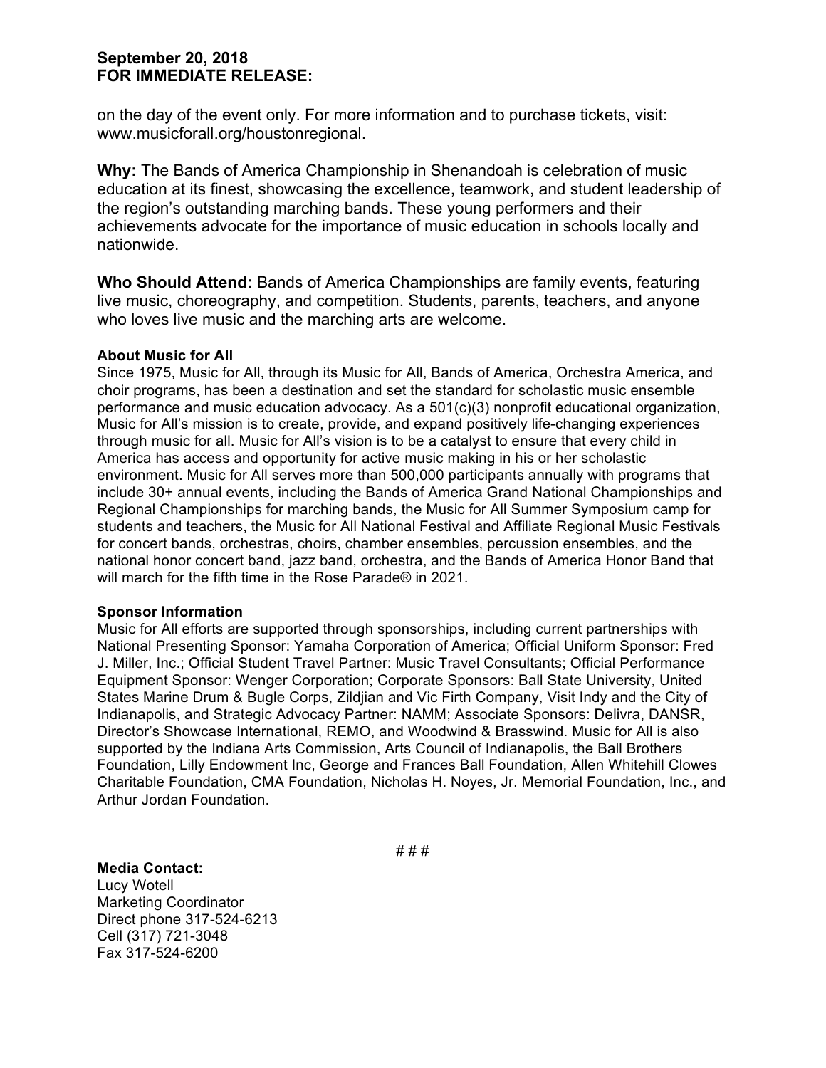on the day of the event only. For more information and to purchase tickets, visit: www.musicforall.org/houstonregional.

**Why:** The Bands of America Championship in Shenandoah is celebration of music education at its finest, showcasing the excellence, teamwork, and student leadership of the region's outstanding marching bands. These young performers and their achievements advocate for the importance of music education in schools locally and nationwide.

**Who Should Attend:** Bands of America Championships are family events, featuring live music, choreography, and competition. Students, parents, teachers, and anyone who loves live music and the marching arts are welcome.

**About Music for All**

Since 1975, Music for All, through its Music for All, Bands of America, Orchestra America, and choir programs, has been a destination and set the standard for scholastic music ensemble performance and music education advocacy. As a 501(c)(3) nonprofit educational organization, Music for All's mission is to create, provide, and expand positively life-changing experiences through music for all. Music for All's vision is to be a catalyst to ensure that every child in America has access and opportunity for active music making in his or her scholastic environment. Music for All serves more than 500,000 participants annually with programs that include 30+ annual events, including the Bands of America Grand National Championships and Regional Championships for marching bands, the Music for All Summer Symposium camp for students and teachers, the Music for All National Festival and Affiliate Regional Music Festivals for concert bands, orchestras, choirs, chamber ensembles, percussion ensembles, and the national honor concert band, jazz band, orchestra, and the Bands of America Honor Band that will march for the fifth time in the Rose Parade® in 2021.

**Sponsor Information**

Music for All efforts are supported through sponsorships, including current partnerships with National Presenting Sponsor: Yamaha Corporation of America; Official Uniform Sponsor: Fred J. Miller, Inc.; Official Student Travel Partner: Music Travel Consultants; Official Performance Equipment Sponsor: Wenger Corporation; Corporate Sponsors: Ball State University, United States Marine Drum & Bugle Corps, Zildjian and Vic Firth Company, Visit Indy and the City of Indianapolis, and Strategic Advocacy Partner: NAMM; Associate Sponsors: Delivra, DANSR, Director's Showcase International, REMO, and Woodwind & Brasswind. Music for All is also supported by the Indiana Arts Commission, Arts Council of Indianapolis, the Ball Brothers Foundation, Lilly Endowment Inc, George and Frances Ball Foundation, Allen Whitehill Clowes Charitable Foundation, CMA Foundation, Nicholas H. Noyes, Jr. Memorial Foundation, Inc., and Arthur Jordan Foundation.

# # #

**Media Contact:**

Lucy Wotell
Marketing Coordinator
Direct phone 317-524-6213
Cell (317) 721-3048
Fax 317-524-6200